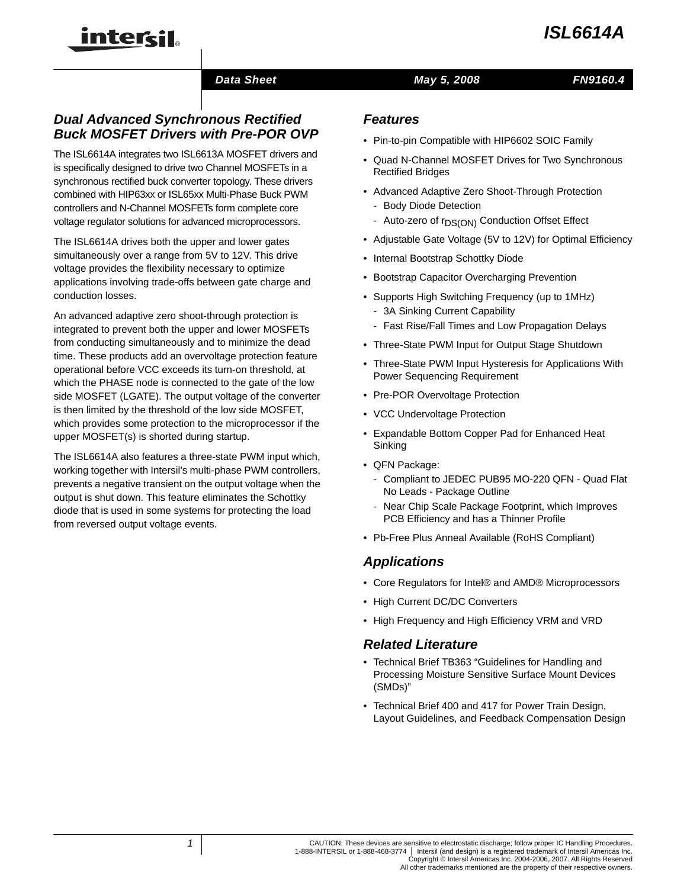# ISL6614A

Data Sheet May 5, 2008 FN9160.4

## Dual Advanced Synchronous Rectified Buck MOSFET Drivers with Pre-POR OVP

The ISL6614A integrates two ISL6613A MOSFET drivers and is specifically designed to drive two Channel MOSFETs in a synchronous rectified buck converter topology. These drivers combined with HIP63xx or ISL65xx Multi-Phase Buck PWM controllers and N-Channel MOSFETs form complete core voltage regulator solutions for advanced microprocessors.

The ISL6614A drives both the upper and lower gates simultaneously over a range from 5V to 12V. This drive voltage provides the flexibility necessary to optimize applications involving trade-offs between gate charge and conduction losses.

An advanced adaptive zero shoot-through protection is integrated to prevent both the upper and lower MOSFETs from conducting simultaneously and to minimize the dead time. These products add an overvoltage protection feature operational before VCC exceeds its turn-on threshold, at which the PHASE node is connected to the gate of the low side MOSFET (LGATE). The output voltage of the converter is then limited by the threshold of the low side MOSFET, which provides some protection to the microprocessor if the upper MOSFET(s) is shorted during startup.

The ISL6614A also features a three-state PWM input which, working together with Intersil's multi-phase PWM controllers, prevents a negative transient on the output voltage when the output is shut down. This feature eliminates the Schottky diode that is used in some systems for protecting the load from reversed output voltage events.

## Features

- Pin-to-pin Compatible with HIP6602 SOIC Family
- Quad N-Channel MOSFET Drives for Two Synchronous Rectified Bridges
- Advanced Adaptive Zero Shoot-Through Protection
  - Body Diode Detection
  - Auto-zero of $r_{DS(ON)}$ Conduction Offset Effect
- Adjustable Gate Voltage (5V to 12V) for Optimal Efficiency
- Internal Bootstrap Schottky Diode
- Bootstrap Capacitor Overcharging Prevention
- Supports High Switching Frequency (up to 1MHz)
  - 3A Sinking Current Capability
  - Fast Rise/Fall Times and Low Propagation Delays
- Three-State PWM Input for Output Stage Shutdown
- Three-State PWM Input Hysteresis for Applications With Power Sequencing Requirement
- Pre-POR Overvoltage Protection
- VCC Undervoltage Protection
- Expandable Bottom Copper Pad for Enhanced Heat Sinking
- QFN Package:
  - Compliant to JEDEC PUB95 MO-220 QFN - Quad Flat No Leads - Package Outline
  - Near Chip Scale Package Footprint, which Improves PCB Efficiency and has a Thinner Profile
- Pb-Free Plus Anneal Available (RoHS Compliant)

## Applications

- Core Regulators for Intel® and AMD® Microprocessors
- High Current DC/DC Converters
- High Frequency and High Efficiency VRM and VRD

## Related Literature

- Technical Brief TB363 "Guidelines for Handling and Processing Moisture Sensitive Surface Mount Devices (SMDs)"
- Technical Brief 400 and 417 for Power Train Design, Layout Guidelines, and Feedback Compensation Design

CAUTION: These devices are sensitive to electrostatic discharge; follow proper IC Handling Procedures.
1-888-INTERSIL or 1-888-468-3774 | Intersil (and design) is a registered trademark of Intersil Americas Inc.
Copyright © Intersil Americas Inc. 2004-2006, 2007. All Rights Reserved
All other trademarks mentioned are the property of their respective owners.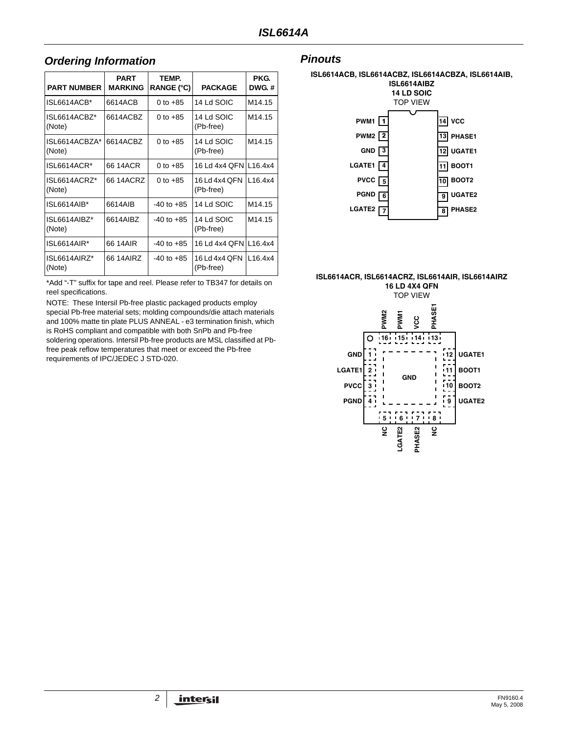## Ordering Information

| PART NUMBER | PART MARKING | TEMP. RANGE (°C) | PACKAGE | PKG. DWG. # |
|---|---|---|---|---|
| ISL6614ACB* | 6614ACB | 0 to +85 | 14 Ld SOIC | M14.15 |
| ISL6614ACBZ* (Note) | 6614ACBZ | 0 to +85 | 14 Ld SOIC (Pb-free) | M14.15 |
| ISL6614ACBZA* (Note) | 6614ACBZ | 0 to +85 | 14 Ld SOIC (Pb-free) | M14.15 |
| ISL6614ACR* | 66 14ACR | 0 to +85 | 16 Ld 4x4 QFN | L16.4x4 |
| ISL6614ACRZ* (Note) | 66 14ACRZ | 0 to +85 | 16 Ld 4x4 QFN (Pb-free) | L16.4x4 |
| ISL6614AIB* | 6614AIB | -40 to +85 | 14 Ld SOIC | M14.15 |
| ISL6614AIBZ* (Note) | 6614AIBZ | -40 to +85 | 14 Ld SOIC (Pb-free) | M14.15 |
| ISL6614AIR* | 66 14AIR | -40 to +85 | 16 Ld 4x4 QFN | L16.4x4 |
| ISL6614AIRZ* (Note) | 66 14AIRZ | -40 to +85 | 16 Ld 4x4 QFN (Pb-free) | L16.4x4 |

*Add "-T" suffix for tape and reel. Please refer to TB347 for details on reel specifications.

NOTE: These Intersil Pb-free plastic packaged products employ special Pb-free material sets; molding compounds/die attach materials and 100% matte tin plate PLUS ANNEAL - e3 termination finish, which is RoHS compliant and compatible with both SnPb and Pb-free soldering operations. Intersil Pb-free products are MSL classified at Pb-free peak reflow temperatures that meet or exceed the Pb-free requirements of IPC/JEDEC J STD-020.

## Pinouts

**ISL6614ACB, ISL6614ACBZ, ISL6614ACBZA, ISL6614AIB, ISL6614AIBZ**
**14 LD SOIC**
TOP VIEW

| Pin | Name | Pin | Name |
|---|---|---|---|
| 1 | PWM1 | 14 | VCC |
| 2 | PWM2 | 13 | PHASE1 |
| 3 | GND | 12 | UGATE1 |
| 4 | LGATE1 | 11 | BOOT1 |
| 5 | PVCC | 10 | BOOT2 |
| 6 | PGND | 9 | UGATE2 |
| 7 | LGATE2 | 8 | PHASE2 |

**ISL6614ACR, ISL6614ACRZ, ISL6614AIR, ISL6614AIRZ**
**16 LD 4X4 QFN**
TOP VIEW

| Pin | Name |
|---|---|
| 1 | GND |
| 2 | LGATE1 |
| 3 | PVCC |
| 4 | PGND |
| 5 | NC |
| 6 | LGATE2 |
| 7 | PHASE2 |
| 8 | NC |
| 9 | UGATE2 |
| 10 | BOOT2 |
| 11 | BOOT1 |
| 12 | UGATE1 |
| 13 | PHASE1 |
| 14 | VCC |
| 15 | PWM1 |
| 16 | PWM2 |
| Pad | GND |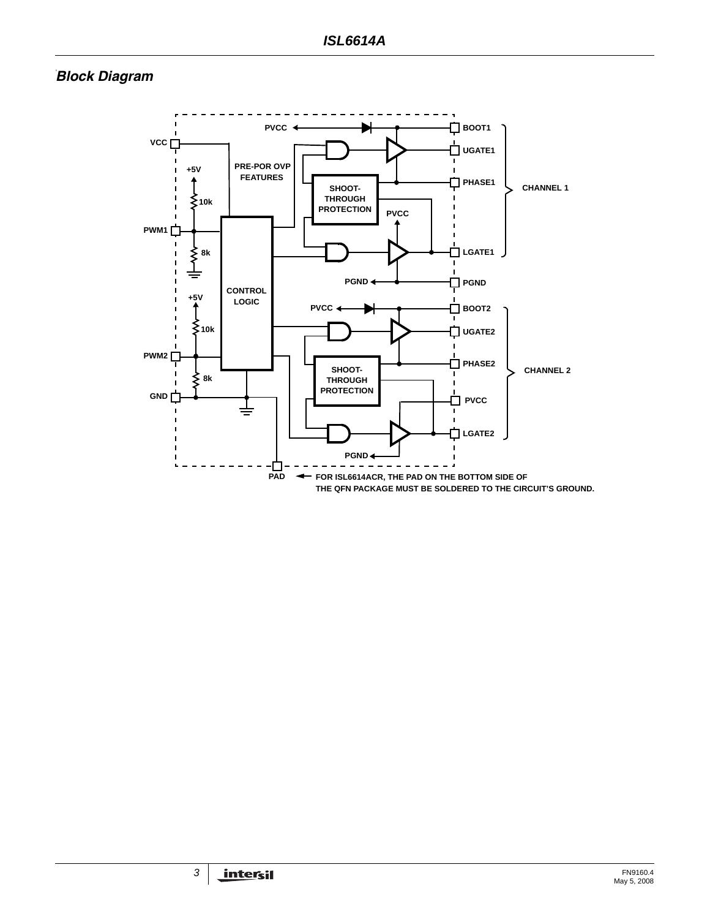## Block Diagram

PVCC, BOOT1, VCC, UGATE1, PRE-POR OVP FEATURES, +5V, PHASE1, SHOOT-THROUGH PROTECTION, CHANNEL 1, 10k, PVCC, PWM1, LGATE1, 8k, PGND, PGND, CONTROL LOGIC, +5V, PVCC, BOOT2, 10k, UGATE2, PWM2, PHASE2, SHOOT-THROUGH PROTECTION, CHANNEL 2, 8k, GND, PVCC, LGATE2, PGND, PAD

FOR ISL6614ACR, THE PAD ON THE BOTTOM SIDE OF THE QFN PACKAGE MUST BE SOLDERED TO THE CIRCUIT'S GROUND.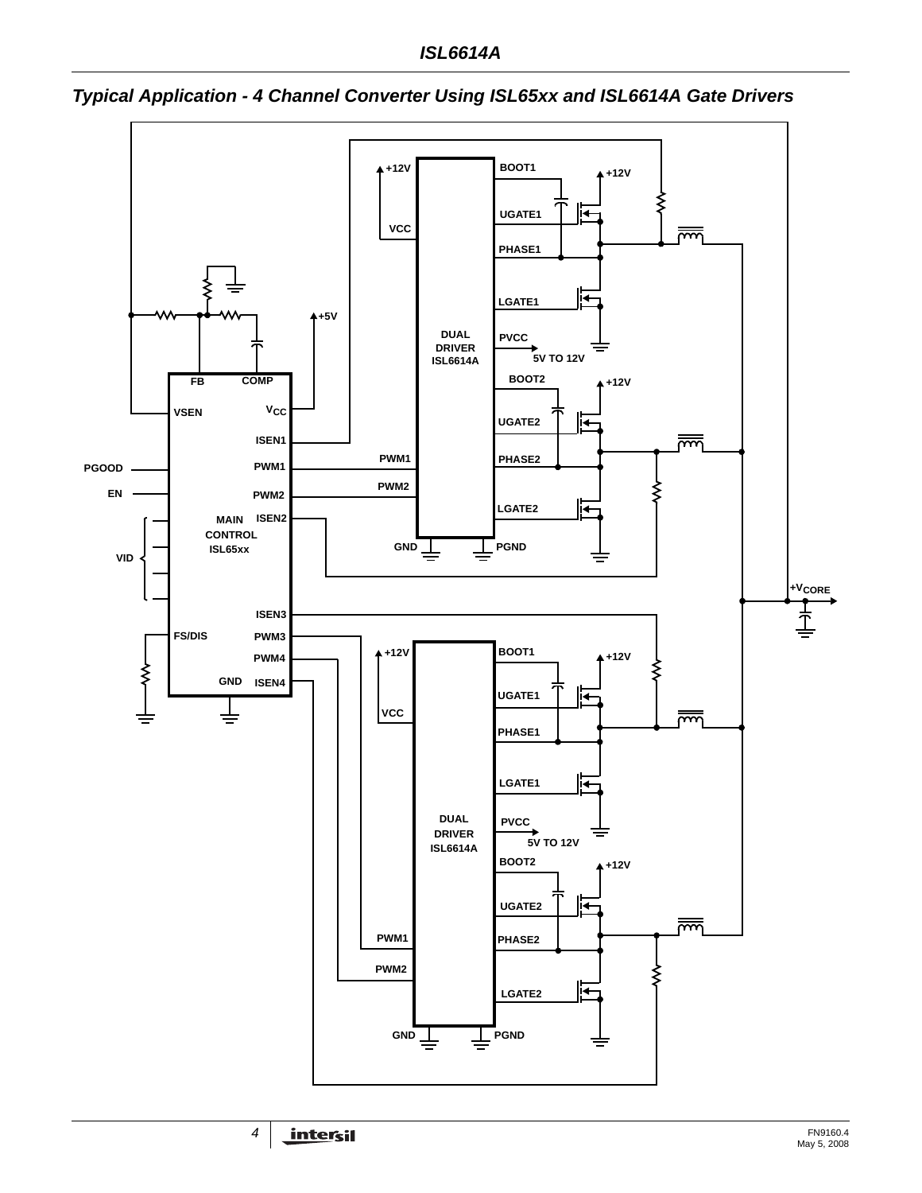## Typical Application - 4 Channel Converter Using ISL65xx and ISL6614A Gate Drivers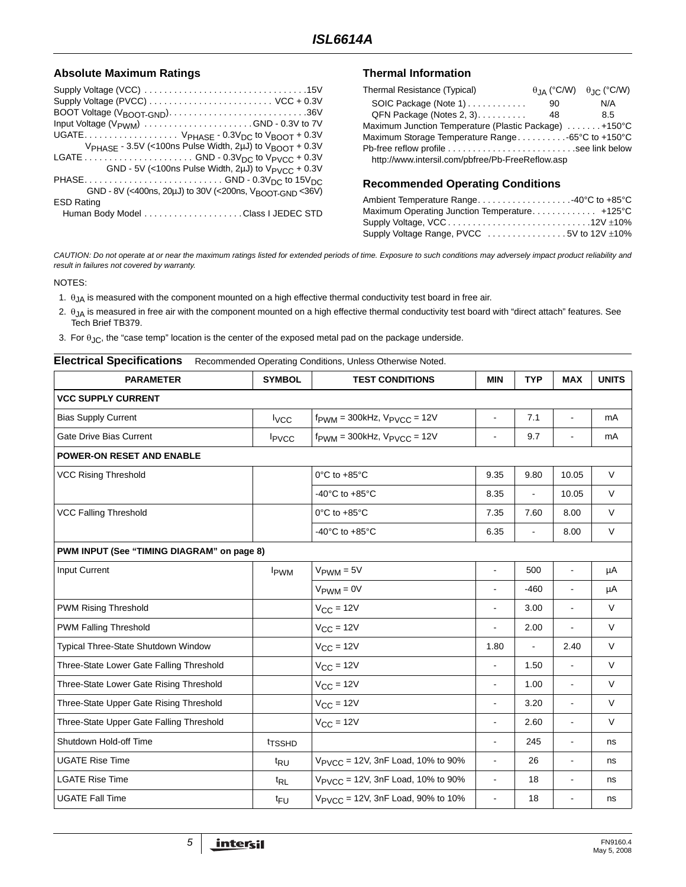## Absolute Maximum Ratings

Supply Voltage (VCC) . . . . . . . . . . . . . . . . . . . . . . . . . . . . . . . .15V
Supply Voltage (PVCC) . . . . . . . . . . . . . . . . . . . . . . . . . VCC + 0.3V
BOOT Voltage ($V_{BOOT-GND}$). . . . . . . . . . . . . . . . . . . . . . . . . . . .36V
Input Voltage ($V_{PWM}$) . . . . . . . . . . . . . . . . . . . . . GND - 0.3V to 7V
UGATE. . . . . . . . . . . . . . . . . . . $V_{PHASE}$ - 0.3V$_{DC}$ to $V_{BOOT}$ + 0.3V
$V_{PHASE}$ - 3.5V (<100ns Pulse Width, 2µJ) to $V_{BOOT}$ + 0.3V
LGATE . . . . . . . . . . . . . . . . . . . . . . GND - 0.3V$_{DC}$ to $V_{PVCC}$ + 0.3V
GND - 5V (<100ns Pulse Width, 2µJ) to $V_{PVCC}$ + 0.3V
PHASE. . . . . . . . . . . . . . . . . . . . . . . . . . . . GND - 0.3V$_{DC}$ to 15V$_{DC}$
GND - 8V (<400ns, 20µJ) to 30V (<200ns, $V_{BOOT-GND}$ <36V)
ESD Rating
Human Body Model . . . . . . . . . . . . . . . . . . . . Class I JEDEC STD

## Thermal Information

| Thermal Resistance (Typical) | $\theta_{JA}$ (°C/W) | $\theta_{JC}$ (°C/W) |
|---|---|---|
| SOIC Package (Note 1) | 90 | N/A |
| QFN Package (Notes 2, 3) | 48 | 8.5 |

Maximum Junction Temperature (Plastic Package) . . . . . . . +150°C
Maximum Storage Temperature Range . . . . . . . . . -65°C to +150°C
Pb-free reflow profile . . . . . . . . . . . . . . . . . . . . . . . . . see link below
http://www.intersil.com/pbfree/Pb-FreeReflow.asp

## Recommended Operating Conditions

Ambient Temperature Range. . . . . . . . . . . . . . . . . . . -40°C to +85°C
Maximum Operating Junction Temperature. . . . . . . . . . . . . +125°C
Supply Voltage, VCC . . . . . . . . . . . . . . . . . . . . . . . . . . . . 12V ±10%
Supply Voltage Range, PVCC . . . . . . . . . . . . . . . . 5V to 12V ±10%

*CAUTION: Do not operate at or near the maximum ratings listed for extended periods of time. Exposure to such conditions may adversely impact product reliability and result in failures not covered by warranty.*

NOTES:

1. $\theta_{JA}$ is measured with the component mounted on a high effective thermal conductivity test board in free air.
2. $\theta_{JA}$ is measured in free air with the component mounted on a high effective thermal conductivity test board with "direct attach" features. See Tech Brief TB379.
3. For $\theta_{JC}$, the "case temp" location is the center of the exposed metal pad on the package underside.

## Electrical Specifications

Recommended Operating Conditions, Unless Otherwise Noted.

| PARAMETER | SYMBOL | TEST CONDITIONS | MIN | TYP | MAX | UNITS |
|---|---|---|---|---|---|---|
| **VCC SUPPLY CURRENT** | | | | | | |
| Bias Supply Current | $I_{VCC}$ | $f_{PWM}$ = 300kHz, $V_{PVCC}$ = 12V | - | 7.1 | - | mA |
| Gate Drive Bias Current | $I_{PVCC}$ | $f_{PWM}$ = 300kHz, $V_{PVCC}$ = 12V | - | 9.7 | - | mA |
| **POWER-ON RESET AND ENABLE** | | | | | | |
| VCC Rising Threshold | | 0°C to +85°C | 9.35 | 9.80 | 10.05 | V |
| | | -40°C to +85°C | 8.35 | - | 10.05 | V |
| VCC Falling Threshold | | 0°C to +85°C | 7.35 | 7.60 | 8.00 | V |
| | | -40°C to +85°C | 6.35 | - | 8.00 | V |
| **PWM INPUT (See "TIMING DIAGRAM" on page 8)** | | | | | | |
| Input Current | $I_{PWM}$ | $V_{PWM}$ = 5V | - | 500 | - | µA |
| | | $V_{PWM}$ = 0V | - | -460 | - | µA |
| PWM Rising Threshold | | $V_{CC}$ = 12V | - | 3.00 | - | V |
| PWM Falling Threshold | | $V_{CC}$ = 12V | - | 2.00 | - | V |
| Typical Three-State Shutdown Window | | $V_{CC}$ = 12V | 1.80 | - | 2.40 | V |
| Three-State Lower Gate Falling Threshold | | $V_{CC}$ = 12V | - | 1.50 | - | V |
| Three-State Lower Gate Rising Threshold | | $V_{CC}$ = 12V | - | 1.00 | - | V |
| Three-State Upper Gate Rising Threshold | | $V_{CC}$ = 12V | - | 3.20 | - | V |
| Three-State Upper Gate Falling Threshold | | $V_{CC}$ = 12V | - | 2.60 | - | V |
| Shutdown Hold-off Time | $t_{TSSHD}$ | | - | 245 | - | ns |
| UGATE Rise Time | $t_{RU}$ | $V_{PVCC}$ = 12V, 3nF Load, 10% to 90% | - | 26 | - | ns |
| LGATE Rise Time | $t_{RL}$ | $V_{PVCC}$ = 12V, 3nF Load, 10% to 90% | - | 18 | - | ns |
| UGATE Fall Time | $t_{FU}$ | $V_{PVCC}$ = 12V, 3nF Load, 90% to 10% | - | 18 | - | ns |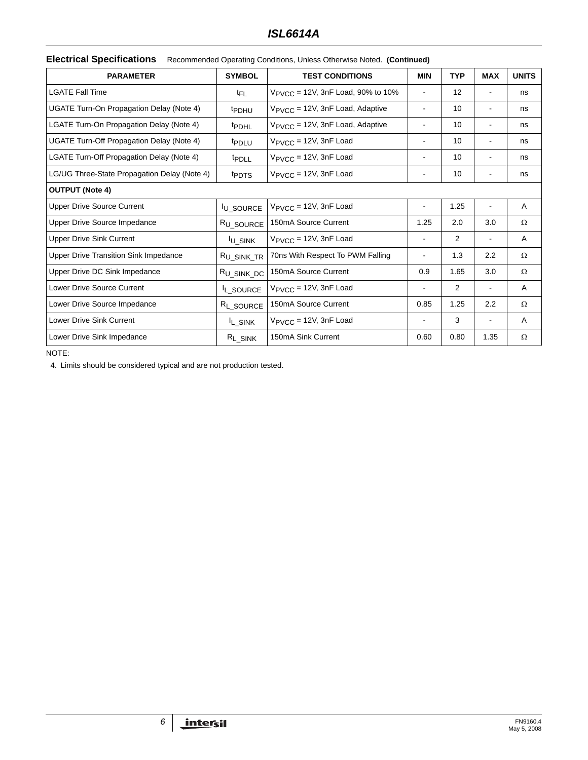## Electrical Specifications

Recommended Operating Conditions, Unless Otherwise Noted. **(Continued)**

| PARAMETER | SYMBOL | TEST CONDITIONS | MIN | TYP | MAX | UNITS |
|---|---|---|---|---|---|---|
| LGATE Fall Time | $t_{FL}$ | $V_{PVCC}$ = 12V, 3nF Load, 90% to 10% | - | 12 | - | ns |
| UGATE Turn-On Propagation Delay (Note 4) | $t_{PDHU}$ | $V_{PVCC}$ = 12V, 3nF Load, Adaptive | - | 10 | - | ns |
| LGATE Turn-On Propagation Delay (Note 4) | $t_{PDHL}$ | $V_{PVCC}$ = 12V, 3nF Load, Adaptive | - | 10 | - | ns |
| UGATE Turn-Off Propagation Delay (Note 4) | $t_{PDLU}$ | $V_{PVCC}$ = 12V, 3nF Load | - | 10 | - | ns |
| LGATE Turn-Off Propagation Delay (Note 4) | $t_{PDLL}$ | $V_{PVCC}$ = 12V, 3nF Load | - | 10 | - | ns |
| LG/UG Three-State Propagation Delay (Note 4) | $t_{PDTS}$ | $V_{PVCC}$ = 12V, 3nF Load | - | 10 | - | ns |
| **OUTPUT (Note 4)** | | | | | | |
| Upper Drive Source Current | $I_{U\_SOURCE}$ | $V_{PVCC}$ = 12V, 3nF Load | - | 1.25 | - | A |
| Upper Drive Source Impedance | $R_{U\_SOURCE}$ | 150mA Source Current | 1.25 | 2.0 | 3.0 | Ω |
| Upper Drive Sink Current | $I_{U\_SINK}$ | $V_{PVCC}$ = 12V, 3nF Load | - | 2 | - | A |
| Upper Drive Transition Sink Impedance | $R_{U\_SINK\_TR}$ | 70ns With Respect To PWM Falling | - | 1.3 | 2.2 | Ω |
| Upper Drive DC Sink Impedance | $R_{U\_SINK\_DC}$ | 150mA Source Current | 0.9 | 1.65 | 3.0 | Ω |
| Lower Drive Source Current | $I_{L\_SOURCE}$ | $V_{PVCC}$ = 12V, 3nF Load | - | 2 | - | A |
| Lower Drive Source Impedance | $R_{L\_SOURCE}$ | 150mA Source Current | 0.85 | 1.25 | 2.2 | Ω |
| Lower Drive Sink Current | $I_{L\_SINK}$ | $V_{PVCC}$ = 12V, 3nF Load | - | 3 | - | A |
| Lower Drive Sink Impedance | $R_{L\_SINK}$ | 150mA Sink Current | 0.60 | 0.80 | 1.35 | Ω |

NOTE:

4. Limits should be considered typical and are not production tested.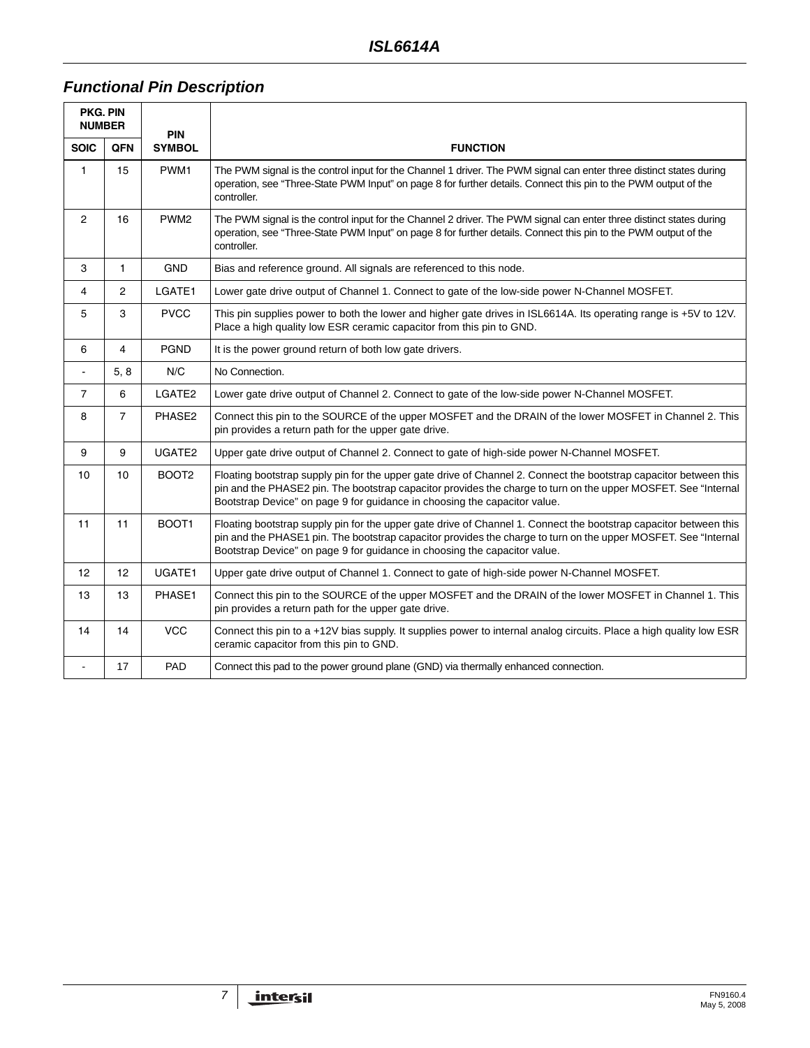## Functional Pin Description

| PKG. PIN NUMBER | | PIN SYMBOL | FUNCTION |
|---|---|---|---|
| SOIC | QFN | | |
| 1 | 15 | PWM1 | The PWM signal is the control input for the Channel 1 driver. The PWM signal can enter three distinct states during operation, see “Three-State PWM Input” on page 8 for further details. Connect this pin to the PWM output of the controller. |
| 2 | 16 | PWM2 | The PWM signal is the control input for the Channel 2 driver. The PWM signal can enter three distinct states during operation, see “Three-State PWM Input” on page 8 for further details. Connect this pin to the PWM output of the controller. |
| 3 | 1 | GND | Bias and reference ground. All signals are referenced to this node. |
| 4 | 2 | LGATE1 | Lower gate drive output of Channel 1. Connect to gate of the low-side power N-Channel MOSFET. |
| 5 | 3 | PVCC | This pin supplies power to both the lower and higher gate drives in ISL6614A. Its operating range is +5V to 12V. Place a high quality low ESR ceramic capacitor from this pin to GND. |
| 6 | 4 | PGND | It is the power ground return of both low gate drivers. |
| - | 5, 8 | N/C | No Connection. |
| 7 | 6 | LGATE2 | Lower gate drive output of Channel 2. Connect to gate of the low-side power N-Channel MOSFET. |
| 8 | 7 | PHASE2 | Connect this pin to the SOURCE of the upper MOSFET and the DRAIN of the lower MOSFET in Channel 2. This pin provides a return path for the upper gate drive. |
| 9 | 9 | UGATE2 | Upper gate drive output of Channel 2. Connect to gate of high-side power N-Channel MOSFET. |
| 10 | 10 | BOOT2 | Floating bootstrap supply pin for the upper gate drive of Channel 2. Connect the bootstrap capacitor between this pin and the PHASE2 pin. The bootstrap capacitor provides the charge to turn on the upper MOSFET. See “Internal Bootstrap Device” on page 9 for guidance in choosing the capacitor value. |
| 11 | 11 | BOOT1 | Floating bootstrap supply pin for the upper gate drive of Channel 1. Connect the bootstrap capacitor between this pin and the PHASE1 pin. The bootstrap capacitor provides the charge to turn on the upper MOSFET. See “Internal Bootstrap Device” on page 9 for guidance in choosing the capacitor value. |
| 12 | 12 | UGATE1 | Upper gate drive output of Channel 1. Connect to gate of high-side power N-Channel MOSFET. |
| 13 | 13 | PHASE1 | Connect this pin to the SOURCE of the upper MOSFET and the DRAIN of the lower MOSFET in Channel 1. This pin provides a return path for the upper gate drive. |
| 14 | 14 | VCC | Connect this pin to a +12V bias supply. It supplies power to internal analog circuits. Place a high quality low ESR ceramic capacitor from this pin to GND. |
| - | 17 | PAD | Connect this pad to the power ground plane (GND) via thermally enhanced connection. |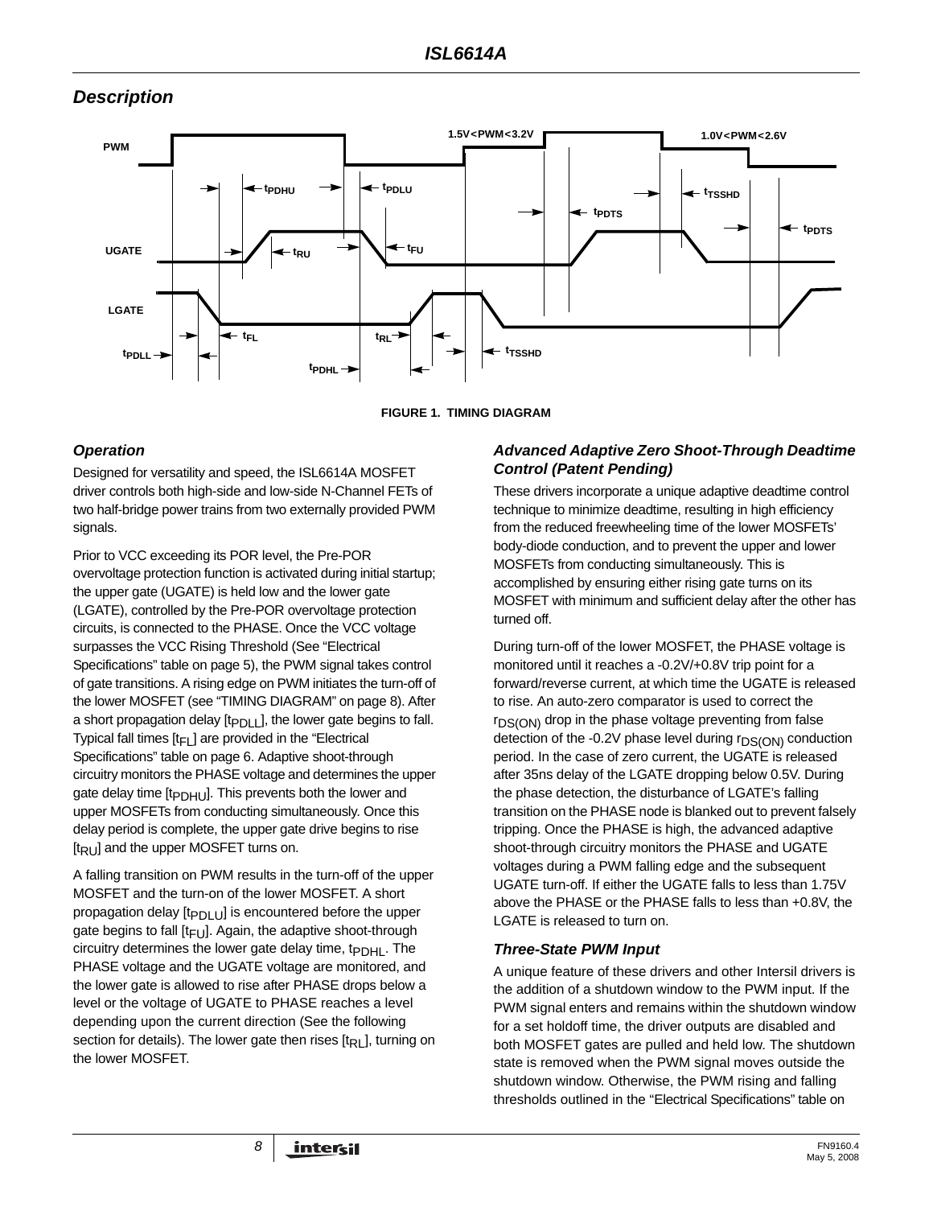## Description

FIGURE 1. TIMING DIAGRAM

### Operation

Designed for versatility and speed, the ISL6614A MOSFET driver controls both high-side and low-side N-Channel FETs of two half-bridge power trains from two externally provided PWM signals.

Prior to VCC exceeding its POR level, the Pre-POR overvoltage protection function is activated during initial startup; the upper gate (UGATE) is held low and the lower gate (LGATE), controlled by the Pre-POR overvoltage protection circuits, is connected to the PHASE. Once the VCC voltage surpasses the VCC Rising Threshold (See "Electrical Specifications" table on page 5), the PWM signal takes control of gate transitions. A rising edge on PWM initiates the turn-off of the lower MOSFET (see "TIMING DIAGRAM" on page 8). After a short propagation delay [$t_{PDLL}$], the lower gate begins to fall. Typical fall times [$t_{FL}$] are provided in the "Electrical Specifications" table on page 6. Adaptive shoot-through circuitry monitors the PHASE voltage and determines the upper gate delay time [$t_{PDHU}$]. This prevents both the lower and upper MOSFETs from conducting simultaneously. Once this delay period is complete, the upper gate drive begins to rise [$t_{RU}$] and the upper MOSFET turns on.

A falling transition on PWM results in the turn-off of the upper MOSFET and the turn-on of the lower MOSFET. A short propagation delay [$t_{PDLU}$] is encountered before the upper gate begins to fall [$t_{FU}$]. Again, the adaptive shoot-through circuitry determines the lower gate delay time, $t_{PDHL}$. The PHASE voltage and the UGATE voltage are monitored, and the lower gate is allowed to rise after PHASE drops below a level or the voltage of UGATE to PHASE reaches a level depending upon the current direction (See the following section for details). The lower gate then rises [$t_{RL}$], turning on the lower MOSFET.

### Advanced Adaptive Zero Shoot-Through Deadtime Control (Patent Pending)

These drivers incorporate a unique adaptive deadtime control technique to minimize deadtime, resulting in high efficiency from the reduced freewheeling time of the lower MOSFETs' body-diode conduction, and to prevent the upper and lower MOSFETs from conducting simultaneously. This is accomplished by ensuring either rising gate turns on its MOSFET with minimum and sufficient delay after the other has turned off.

During turn-off of the lower MOSFET, the PHASE voltage is monitored until it reaches a -0.2V/+0.8V trip point for a forward/reverse current, at which time the UGATE is released to rise. An auto-zero comparator is used to correct the $r_{DS(ON)}$ drop in the phase voltage preventing from false detection of the -0.2V phase level during $r_{DS(ON)}$ conduction period. In the case of zero current, the UGATE is released after 35ns delay of the LGATE dropping below 0.5V. During the phase detection, the disturbance of LGATE's falling transition on the PHASE node is blanked out to prevent falsely tripping. Once the PHASE is high, the advanced adaptive shoot-through circuitry monitors the PHASE and UGATE voltages during a PWM falling edge and the subsequent UGATE turn-off. If either the UGATE falls to less than 1.75V above the PHASE or the PHASE falls to less than +0.8V, the LGATE is released to turn on.

### Three-State PWM Input

A unique feature of these drivers and other Intersil drivers is the addition of a shutdown window to the PWM input. If the PWM signal enters and remains within the shutdown window for a set holdoff time, the driver outputs are disabled and both MOSFET gates are pulled and held low. The shutdown state is removed when the PWM signal moves outside the shutdown window. Otherwise, the PWM rising and falling thresholds outlined in the "Electrical Specifications" table on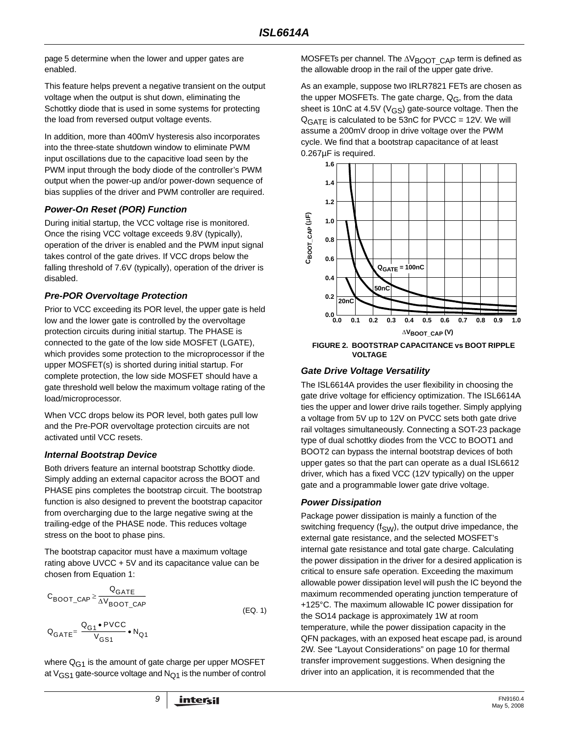page 5 determine when the lower and upper gates are enabled.

This feature helps prevent a negative transient on the output voltage when the output is shut down, eliminating the Schottky diode that is used in some systems for protecting the load from reversed output voltage events.

In addition, more than 400mV hysteresis also incorporates into the three-state shutdown window to eliminate PWM input oscillations due to the capacitive load seen by the PWM input through the body diode of the controller's PWM output when the power-up and/or power-down sequence of bias supplies of the driver and PWM controller are required.

### *Power-On Reset (POR) Function*

During initial startup, the VCC voltage rise is monitored. Once the rising VCC voltage exceeds 9.8V (typically), operation of the driver is enabled and the PWM input signal takes control of the gate drives. If VCC drops below the falling threshold of 7.6V (typically), operation of the driver is disabled.

### *Pre-POR Overvoltage Protection*

Prior to VCC exceeding its POR level, the upper gate is held low and the lower gate is controlled by the overvoltage protection circuits during initial startup. The PHASE is connected to the gate of the low side MOSFET (LGATE), which provides some protection to the microprocessor if the upper MOSFET(s) is shorted during initial startup. For complete protection, the low side MOSFET should have a gate threshold well below the maximum voltage rating of the load/microprocessor.

When VCC drops below its POR level, both gates pull low and the Pre-POR overvoltage protection circuits are not activated until VCC resets.

### *Internal Bootstrap Device*

Both drivers feature an internal bootstrap Schottky diode. Simply adding an external capacitor across the BOOT and PHASE pins completes the bootstrap circuit. The bootstrap function is also designed to prevent the bootstrap capacitor from overcharging due to the large negative swing at the trailing-edge of the PHASE node. This reduces voltage stress on the boot to phase pins.

The bootstrap capacitor must have a maximum voltage rating above UVCC + 5V and its capacitance value can be chosen from Equation 1:

$$C_{BOOT\_CAP} \geq \frac{Q_{GATE}}{\Delta V_{BOOT\_CAP}}$$

$$Q_{GATE} = \frac{Q_{G1} \bullet PVCC}{V_{GS1}} \bullet N_{Q1} \qquad \text{(EQ. 1)}$$

where $Q_{G1}$ is the amount of gate charge per upper MOSFET at $V_{GS1}$ gate-source voltage and $N_{Q1}$ is the number of control MOSFETs per channel. The $\Delta V_{BOOT\_CAP}$ term is defined as the allowable droop in the rail of the upper gate drive.

As an example, suppose two IRLR7821 FETs are chosen as the upper MOSFETs. The gate charge, $Q_G$, from the data sheet is 10nC at 4.5V ($V_{GS}$) gate-source voltage. Then the $Q_{GATE}$ is calculated to be 53nC for PVCC = 12V. We will assume a 200mV droop in drive voltage over the PWM cycle. We find that a bootstrap capacitance of at least 0.267µF is required.

**FIGURE 2. BOOTSTRAP CAPACITANCE vs BOOT RIPPLE VOLTAGE**

### *Gate Drive Voltage Versatility*

The ISL6614A provides the user flexibility in choosing the gate drive voltage for efficiency optimization. The ISL6614A ties the upper and lower drive rails together. Simply applying a voltage from 5V up to 12V on PVCC sets both gate drive rail voltages simultaneously. Connecting a SOT-23 package type of dual schottky diodes from the VCC to BOOT1 and BOOT2 can bypass the internal bootstrap devices of both upper gates so that the part can operate as a dual ISL6612 driver, which has a fixed VCC (12V typically) on the upper gate and a programmable lower gate drive voltage.

### *Power Dissipation*

Package power dissipation is mainly a function of the switching frequency ($f_{SW}$), the output drive impedance, the external gate resistance, and the selected MOSFET's internal gate resistance and total gate charge. Calculating the power dissipation in the driver for a desired application is critical to ensure safe operation. Exceeding the maximum allowable power dissipation level will push the IC beyond the maximum recommended operating junction temperature of +125°C. The maximum allowable IC power dissipation for the SO14 package is approximately 1W at room temperature, while the power dissipation capacity in the QFN packages, with an exposed heat escape pad, is around 2W. See "Layout Considerations" on page 10 for thermal transfer improvement suggestions. When designing the driver into an application, it is recommended that the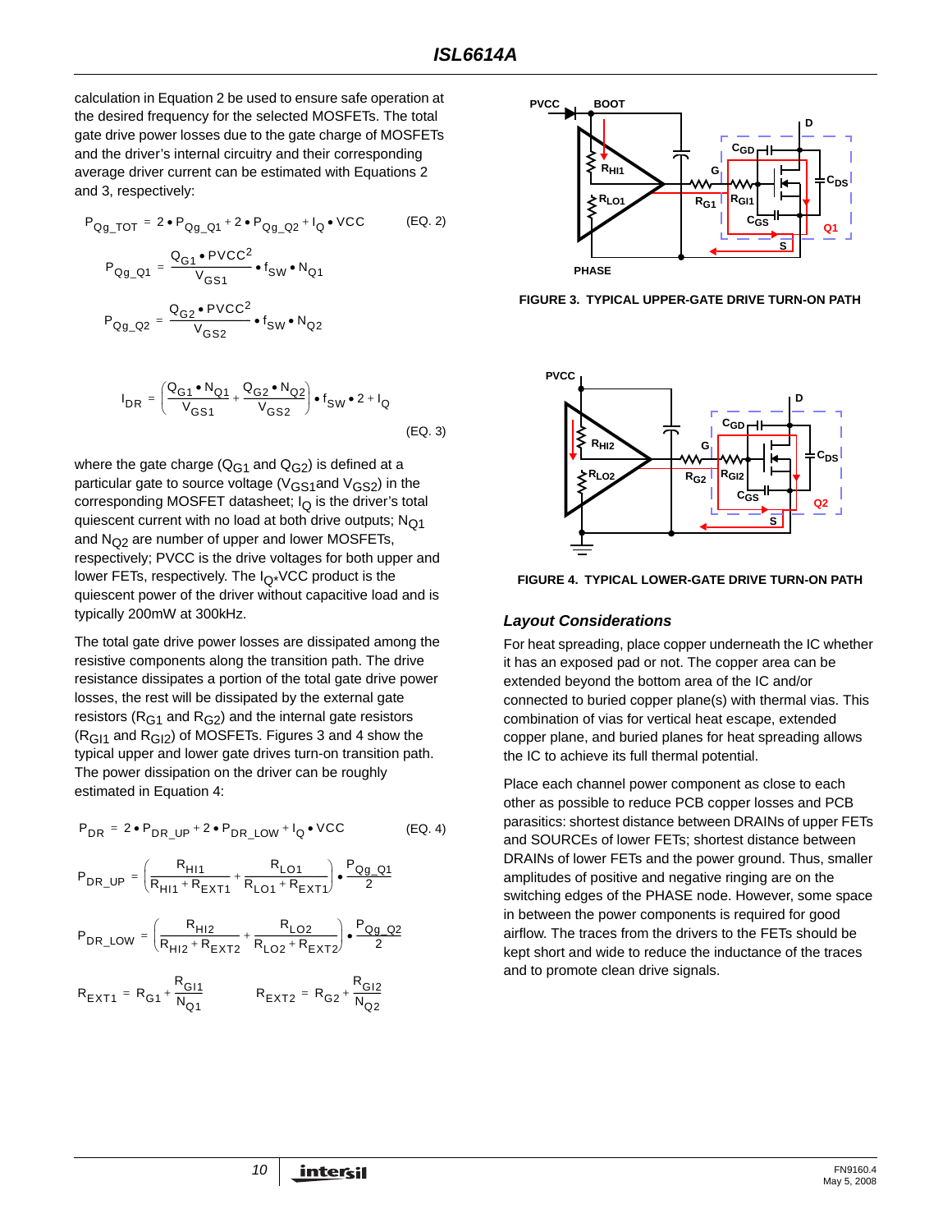calculation in Equation 2 be used to ensure safe operation at the desired frequency for the selected MOSFETs. The total gate drive power losses due to the gate charge of MOSFETs and the driver's internal circuitry and their corresponding average driver current can be estimated with Equations 2 and 3, respectively:

$$P_{Qg\_TOT} = 2 \bullet P_{Qg\_Q1} + 2 \bullet P_{Qg\_Q2} + I_Q \bullet VCC \qquad \text{(EQ. 2)}$$

$$P_{Qg\_Q1} = \frac{Q_{G1} \bullet PVCC^2}{V_{GS1}} \bullet f_{SW} \bullet N_{Q1}$$

$$P_{Qg\_Q2} = \frac{Q_{G2} \bullet PVCC^2}{V_{GS2}} \bullet f_{SW} \bullet N_{Q2}$$

$$I_{DR} = \left(\frac{Q_{G1} \bullet N_{Q1}}{V_{GS1}} + \frac{Q_{G2} \bullet N_{Q2}}{V_{GS2}}\right) \bullet f_{SW} \bullet 2 + I_Q \qquad \text{(EQ. 3)}$$

where the gate charge ($Q_{G1}$ and $Q_{G2}$) is defined at a particular gate to source voltage ($V_{GS1}$and $V_{GS2}$) in the corresponding MOSFET datasheet; $I_Q$ is the driver's total quiescent current with no load at both drive outputs; $N_{Q1}$ and $N_{Q2}$ are number of upper and lower MOSFETs, respectively; PVCC is the drive voltages for both upper and lower FETs, respectively. The $I_Q$*VCC product is the quiescent power of the driver without capacitive load and is typically 200mW at 300kHz.

The total gate drive power losses are dissipated among the resistive components along the transition path. The drive resistance dissipates a portion of the total gate drive power losses, the rest will be dissipated by the external gate resistors ($R_{G1}$ and $R_{G2}$) and the internal gate resistors ($R_{GI1}$ and $R_{GI2}$) of MOSFETs. Figures 3 and 4 show the typical upper and lower gate drives turn-on transition path. The power dissipation on the driver can be roughly estimated in Equation 4:

$$P_{DR} = 2 \bullet P_{DR\_UP} + 2 \bullet P_{DR\_LOW} + I_Q \bullet VCC \qquad \text{(EQ. 4)}$$

$$P_{DR\_UP} = \left(\frac{R_{HI1}}{R_{HI1} + R_{EXT1}} + \frac{R_{LO1}}{R_{LO1} + R_{EXT1}}\right) \bullet \frac{P_{Qg\_Q1}}{2}$$

$$P_{DR\_LOW} = \left(\frac{R_{HI2}}{R_{HI2} + R_{EXT2}} + \frac{R_{LO2}}{R_{LO2} + R_{EXT2}}\right) \bullet \frac{P_{Qg\_Q2}}{2}$$

$$R_{EXT1} = R_{G1} + \frac{R_{GI1}}{N_{Q1}} \qquad R_{EXT2} = R_{G2} + \frac{R_{GI2}}{N_{Q2}}$$

FIGURE 3. TYPICAL UPPER-GATE DRIVE TURN-ON PATH

FIGURE 4. TYPICAL LOWER-GATE DRIVE TURN-ON PATH

### Layout Considerations

For heat spreading, place copper underneath the IC whether it has an exposed pad or not. The copper area can be extended beyond the bottom area of the IC and/or connected to buried copper plane(s) with thermal vias. This combination of vias for vertical heat escape, extended copper plane, and buried planes for heat spreading allows the IC to achieve its full thermal potential.

Place each channel power component as close to each other as possible to reduce PCB copper losses and PCB parasitics: shortest distance between DRAINs of upper FETs and SOURCEs of lower FETs; shortest distance between DRAINs of lower FETs and the power ground. Thus, smaller amplitudes of positive and negative ringing are on the switching edges of the PHASE node. However, some space in between the power components is required for good airflow. The traces from the drivers to the FETs should be kept short and wide to reduce the inductance of the traces and to promote clean drive signals.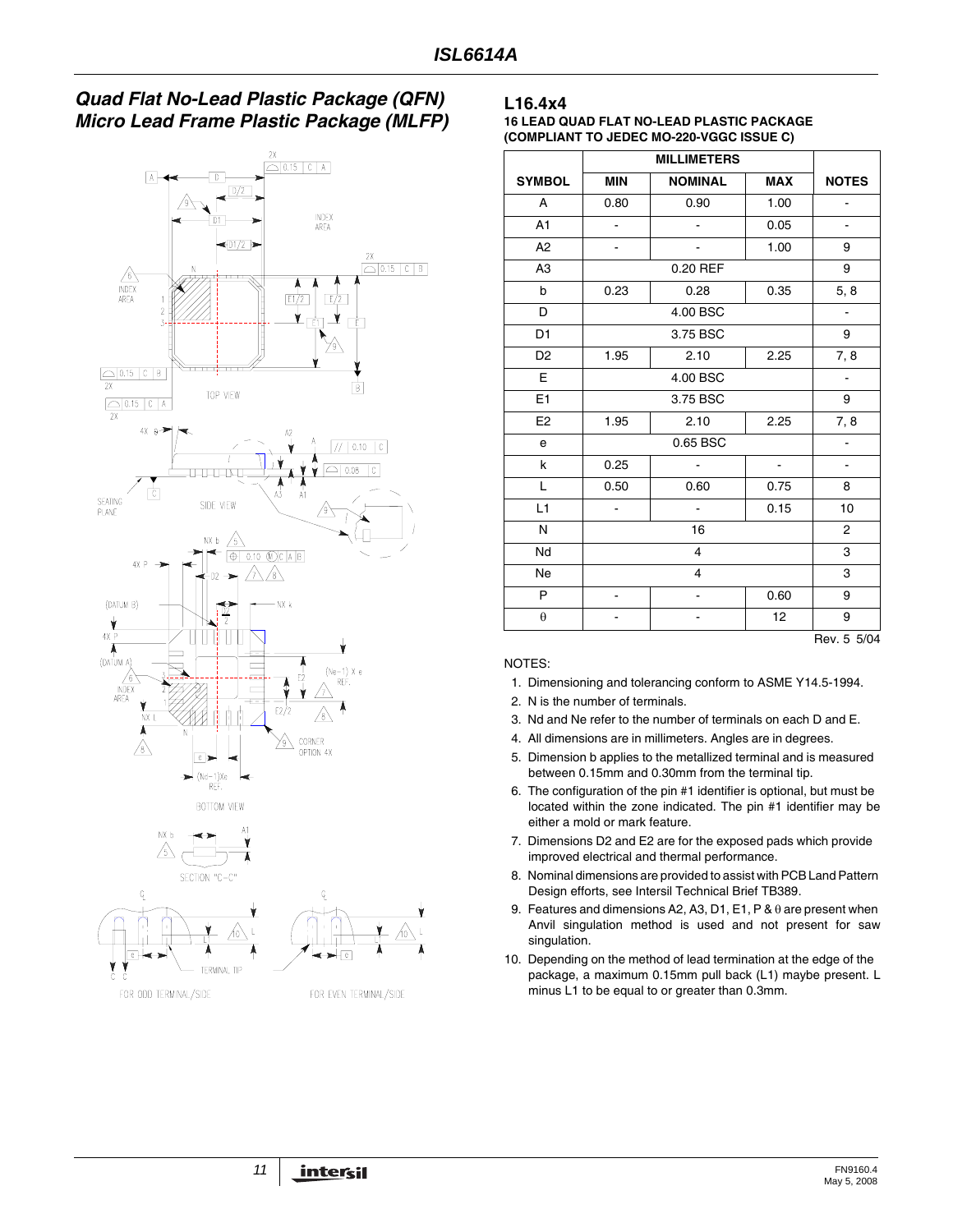## Quad Flat No-Lead Plastic Package (QFN)
## Micro Lead Frame Plastic Package (MLFP)

### L16.4x4

**16 LEAD QUAD FLAT NO-LEAD PLASTIC PACKAGE (COMPLIANT TO JEDEC MO-220-VGGC ISSUE C)**

| SYMBOL | MILLIMETERS | | | NOTES |
|---|---|---|---|---|
| | MIN | NOMINAL | MAX | |
| A | 0.80 | 0.90 | 1.00 | - |
| A1 | - | - | 0.05 | - |
| A2 | - | - | 1.00 | 9 |
| A3 | 0.20 REF | | | 9 |
| b | 0.23 | 0.28 | 0.35 | 5, 8 |
| D | 4.00 BSC | | | - |
| D1 | 3.75 BSC | | | 9 |
| D2 | 1.95 | 2.10 | 2.25 | 7, 8 |
| E | 4.00 BSC | | | - |
| E1 | 3.75 BSC | | | 9 |
| E2 | 1.95 | 2.10 | 2.25 | 7, 8 |
| e | 0.65 BSC | | | - |
| k | 0.25 | - | - | - |
| L | 0.50 | 0.60 | 0.75 | 8 |
| L1 | - | - | 0.15 | 10 |
| N | 16 | | | 2 |
| Nd | 4 | | | 3 |
| Ne | 4 | | | 3 |
| P | - | - | 0.60 | 9 |
| $\theta$ | - | - | 12 | 9 |

Rev. 5 5/04

NOTES:

1. Dimensioning and tolerancing conform to ASME Y14.5-1994.
2. N is the number of terminals.
3. Nd and Ne refer to the number of terminals on each D and E.
4. All dimensions are in millimeters. Angles are in degrees.
5. Dimension b applies to the metallized terminal and is measured between 0.15mm and 0.30mm from the terminal tip.
6. The configuration of the pin #1 identifier is optional, but must be located within the zone indicated. The pin #1 identifier may be either a mold or mark feature.
7. Dimensions D2 and E2 are for the exposed pads which provide improved electrical and thermal performance.
8. Nominal dimensions are provided to assist with PCB Land Pattern Design efforts, see Intersil Technical Brief TB389.
9. Features and dimensions A2, A3, D1, E1, P & $\theta$ are present when Anvil singulation method is used and not present for saw singulation.
10. Depending on the method of lead termination at the edge of the package, a maximum 0.15mm pull back (L1) maybe present. L minus L1 to be equal to or greater than 0.3mm.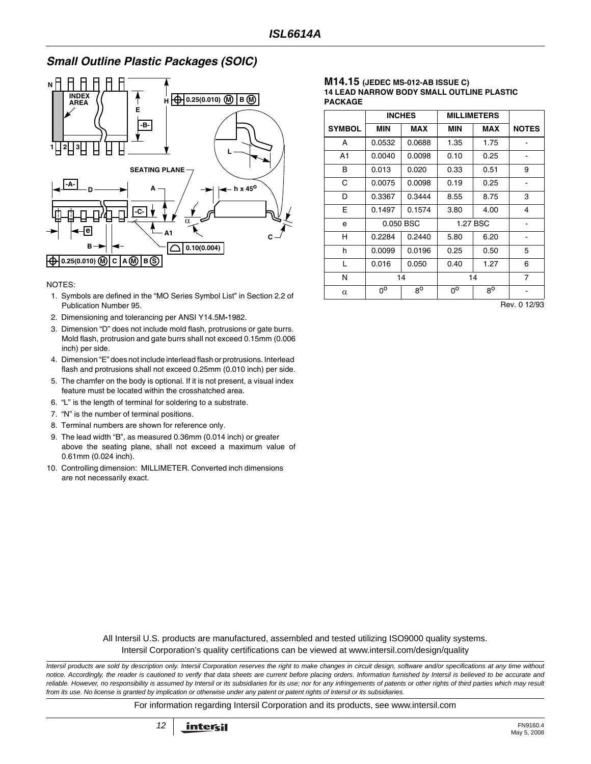## Small Outline Plastic Packages (SOIC)

NOTES:

1. Symbols are defined in the “MO Series Symbol List” in Section 2.2 of Publication Number 95.
2. Dimensioning and tolerancing per ANSI Y14.5M-1982.
3. Dimension “D” does not include mold flash, protrusions or gate burrs. Mold flash, protrusion and gate burrs shall not exceed 0.15mm (0.006 inch) per side.
4. Dimension “E” does not include interlead flash or protrusions. Interlead flash and protrusions shall not exceed 0.25mm (0.010 inch) per side.
5. The chamfer on the body is optional. If it is not present, a visual index feature must be located within the crosshatched area.
6. “L” is the length of terminal for soldering to a substrate.
7. “N” is the number of terminal positions.
8. Terminal numbers are shown for reference only.
9. The lead width “B”, as measured 0.36mm (0.014 inch) or greater above the seating plane, shall not exceed a maximum value of 0.61mm (0.024 inch).
10. Controlling dimension: MILLIMETER. Converted inch dimensions are not necessarily exact.

### M14.15 (JEDEC MS-012-AB ISSUE C)
**14 LEAD NARROW BODY SMALL OUTLINE PLASTIC PACKAGE**

| | INCHES | | MILLIMETERS | | |
|---|---|---|---|---|---|
| SYMBOL | MIN | MAX | MIN | MAX | NOTES |
| A | 0.0532 | 0.0688 | 1.35 | 1.75 | - |
| A1 | 0.0040 | 0.0098 | 0.10 | 0.25 | - |
| B | 0.013 | 0.020 | 0.33 | 0.51 | 9 |
| C | 0.0075 | 0.0098 | 0.19 | 0.25 | - |
| D | 0.3367 | 0.3444 | 8.55 | 8.75 | 3 |
| E | 0.1497 | 0.1574 | 3.80 | 4.00 | 4 |
| e | 0.050 BSC | | 1.27 BSC | | - |
| H | 0.2284 | 0.2440 | 5.80 | 6.20 | - |
| h | 0.0099 | 0.0196 | 0.25 | 0.50 | 5 |
| L | 0.016 | 0.050 | 0.40 | 1.27 | 6 |
| N | 14 | | 14 | | 7 |
| α | 0° | 8° | 0° | 8° | - |

Rev. 0 12/93

All Intersil U.S. products are manufactured, assembled and tested utilizing ISO9000 quality systems.
Intersil Corporation’s quality certifications can be viewed at www.intersil.com/design/quality

*Intersil products are sold by description only. Intersil Corporation reserves the right to make changes in circuit design, software and/or specifications at any time without notice. Accordingly, the reader is cautioned to verify that data sheets are current before placing orders. Information furnished by Intersil is believed to be accurate and reliable. However, no responsibility is assumed by Intersil or its subsidiaries for its use; nor for any infringements of patents or other rights of third parties which may result from its use. No license is granted by implication or otherwise under any patent or patent rights of Intersil or its subsidiaries.*

For information regarding Intersil Corporation and its products, see www.intersil.com